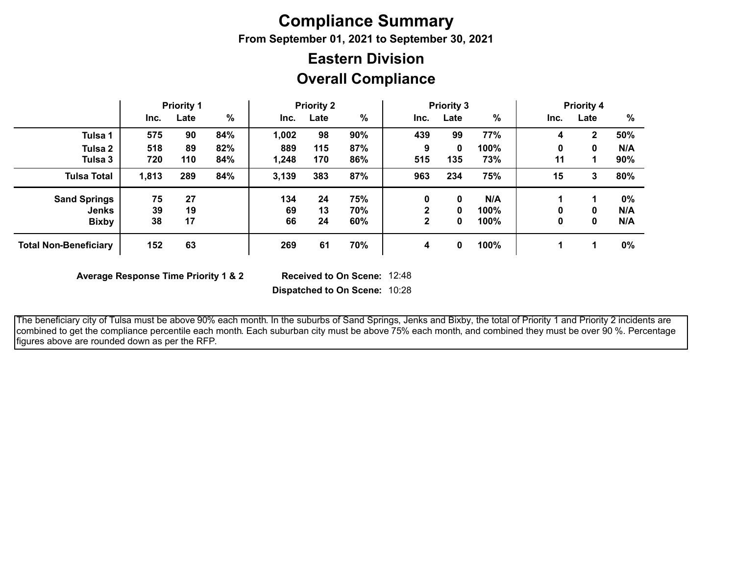# Compliance Summary

**From September 01, 2021 to September 30, 2021**

## Eastern Division

## Overall Compliance

| | Priority 1 | | | Priority 2 | | | Priority 3 | | | Priority 4 | | |
|---|---|---|---|---|---|---|---|---|---|---|---|---|
| | Inc. | Late | % | Inc. | Late | % | Inc. | Late | % | Inc. | Late | % |
| **Tulsa 1** | 575 | 90 | 84% | 1,002 | 98 | 90% | 439 | 99 | 77% | 4 | 2 | 50% |
| **Tulsa 2** | 518 | 89 | 82% | 889 | 115 | 87% | 9 | 0 | 100% | 0 | 0 | N/A |
| **Tulsa 3** | 720 | 110 | 84% | 1,248 | 170 | 86% | 515 | 135 | 73% | 11 | 1 | 90% |
| **Tulsa Total** | 1,813 | 289 | 84% | 3,139 | 383 | 87% | 963 | 234 | 75% | 15 | 3 | 80% |
| **Sand Springs** | 75 | 27 | | 134 | 24 | 75% | 0 | 0 | N/A | 1 | 1 | 0% |
| **Jenks** | 39 | 19 | | 69 | 13 | 70% | 2 | 0 | 100% | 0 | 0 | N/A |
| **Bixby** | 38 | 17 | | 66 | 24 | 60% | 2 | 0 | 100% | 0 | 0 | N/A |
| **Total Non-Beneficiary** | 152 | 63 | | 269 | 61 | 70% | 4 | 0 | 100% | 1 | 1 | 0% |

**Average Response Time Priority 1 & 2**

**Received to On Scene:** 12:48

**Dispatched to On Scene:** 10:28

The beneficiary city of Tulsa must be above 90% each month. In the suburbs of Sand Springs, Jenks and Bixby, the total of Priority 1 and Priority 2 incidents are combined to get the compliance percentile each month. Each suburban city must be above 75% each month, and combined they must be over 90 %. Percentage figures above are rounded down as per the RFP.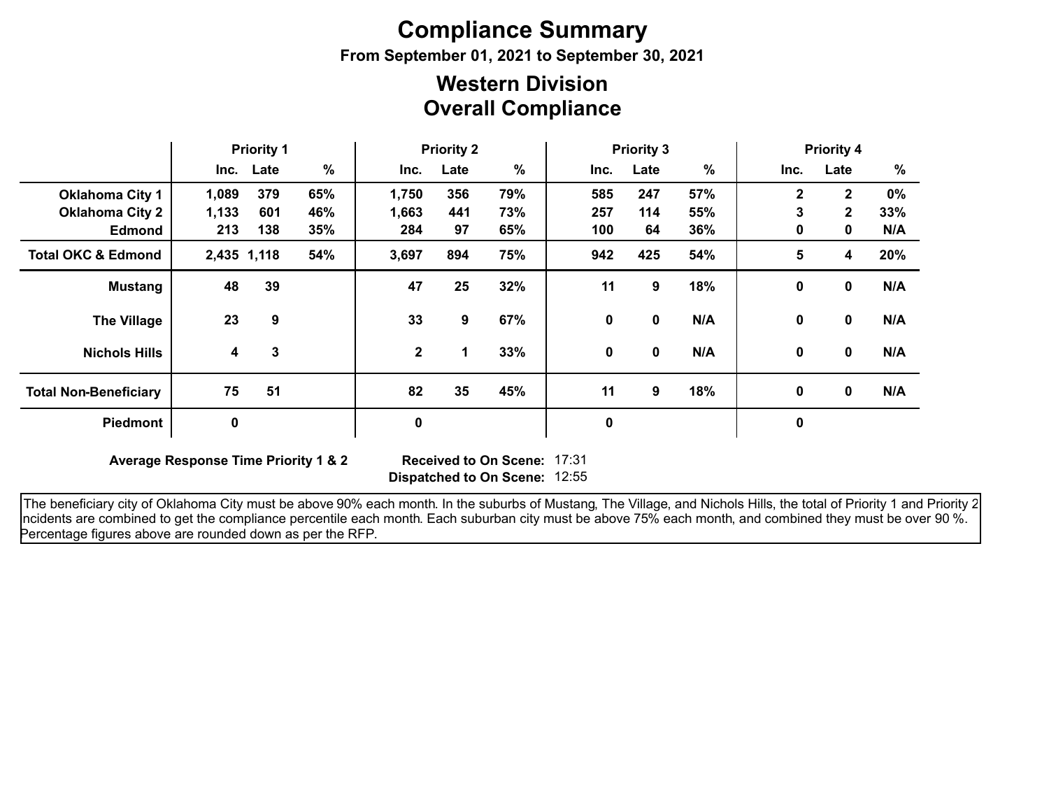# Compliance Summary

**From September 01, 2021 to September 30, 2021**

## Western Division
## Overall Compliance

| | Priority 1 | | | Priority 2 | | | Priority 3 | | | Priority 4 | | |
|---|---|---|---|---|---|---|---|---|---|---|---|---|
| | Inc. | Late | % | Inc. | Late | % | Inc. | Late | % | Inc. | Late | % |
| **Oklahoma City 1** | 1,089 | 379 | 65% | 1,750 | 356 | 79% | 585 | 247 | 57% | 2 | 2 | 0% |
| **Oklahoma City 2** | 1,133 | 601 | 46% | 1,663 | 441 | 73% | 257 | 114 | 55% | 3 | 2 | 33% |
| **Edmond** | 213 | 138 | 35% | 284 | 97 | 65% | 100 | 64 | 36% | 0 | 0 | N/A |
| **Total OKC & Edmond** | 2,435 | 1,118 | 54% | 3,697 | 894 | 75% | 942 | 425 | 54% | 5 | 4 | 20% |
| **Mustang** | 48 | 39 | | 47 | 25 | 32% | 11 | 9 | 18% | 0 | 0 | N/A |
| **The Village** | 23 | 9 | | 33 | 9 | 67% | 0 | 0 | N/A | 0 | 0 | N/A |
| **Nichols Hills** | 4 | 3 | | 2 | 1 | 33% | 0 | 0 | N/A | 0 | 0 | N/A |
| **Total Non-Beneficiary** | 75 | 51 | | 82 | 35 | 45% | 11 | 9 | 18% | 0 | 0 | N/A |
| **Piedmont** | 0 | | | 0 | | | 0 | | | 0 | | |

**Average Response Time Priority 1 & 2** **Received to On Scene:** 17:31
**Dispatched to On Scene:** 12:55

The beneficiary city of Oklahoma City must be above 90% each month. In the suburbs of Mustang, The Village, and Nichols Hills, the total of Priority 1 and Priority 2 incidents are combined to get the compliance percentile each month. Each suburban city must be above 75% each month, and combined they must be over 90 %. Percentage figures above are rounded down as per the RFP.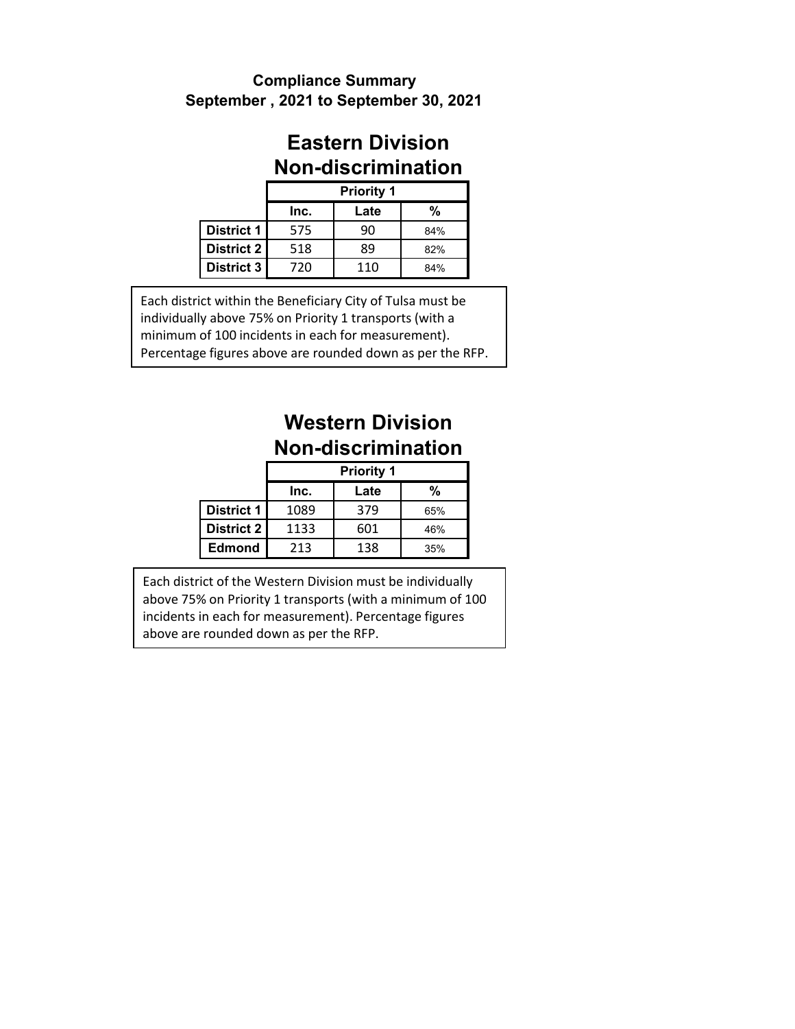**Compliance Summary**
**September , 2021 to September 30, 2021**

## Eastern Division
## Non-discrimination

| | Priority 1 | | |
|---|---|---|---|
| | Inc. | Late | % |
| **District 1** | 575 | 90 | 84% |
| **District 2** | 518 | 89 | 82% |
| **District 3** | 720 | 110 | 84% |

Each district within the Beneficiary City of Tulsa must be individually above 75% on Priority 1 transports (with a minimum of 100 incidents in each for measurement). Percentage figures above are rounded down as per the RFP.

## Western Division
## Non-discrimination

| | Priority 1 | | |
|---|---|---|---|
| | Inc. | Late | % |
| **District 1** | 1089 | 379 | 65% |
| **District 2** | 1133 | 601 | 46% |
| **Edmond** | 213 | 138 | 35% |

Each district of the Western Division must be individually above 75% on Priority 1 transports (with a minimum of 100 incidents in each for measurement). Percentage figures above are rounded down as per the RFP.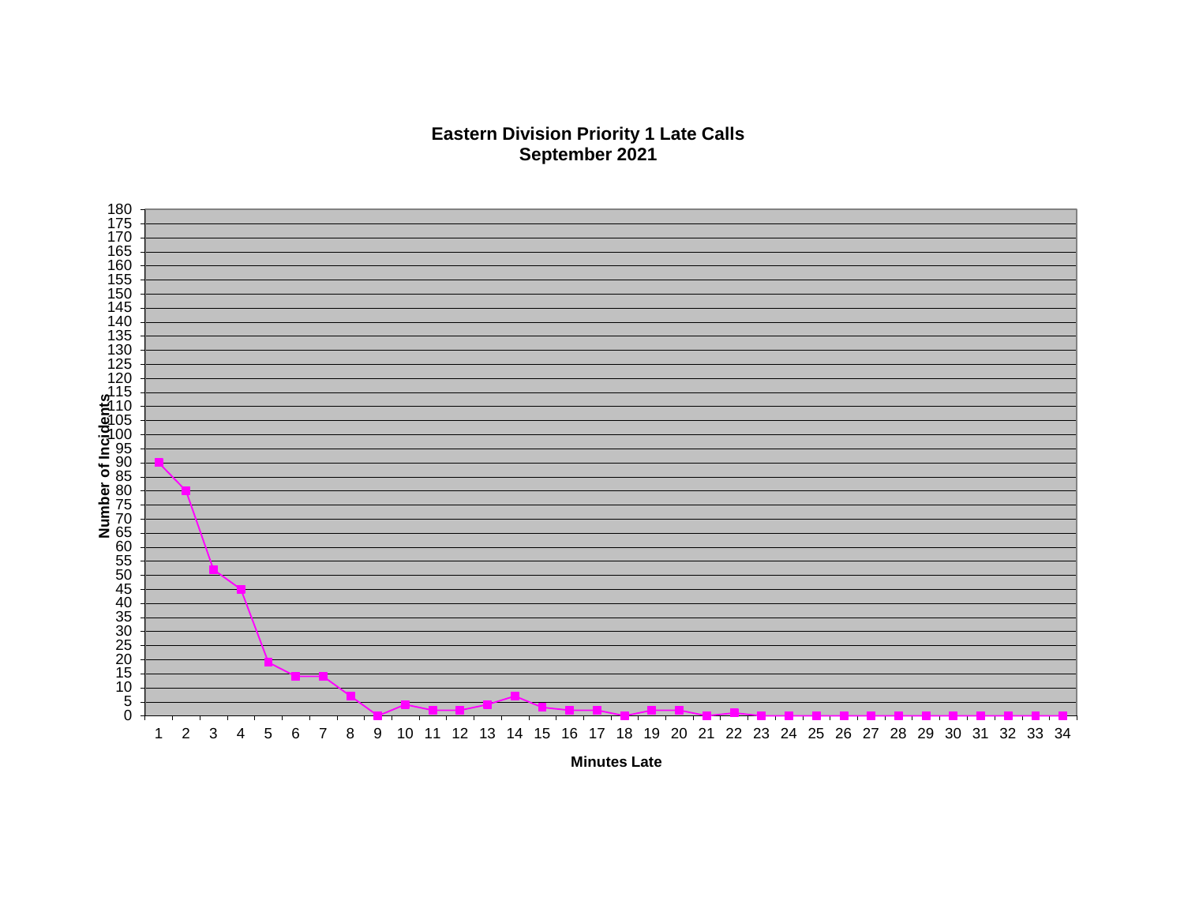**Eastern Division Priority 1 Late Calls**
**September 2021**

| Minutes Late | Number of Incidents |
|---|---|
| 1 | 90 |
| 2 | 80 |
| 3 | 52 |
| 4 | 45 |
| 5 | 19 |
| 6 | 14 |
| 7 | 14 |
| 8 | 7 |
| 9 | 0 |
| 10 | 4 |
| 11 | 2 |
| 12 | 2 |
| 13 | 4 |
| 14 | 7 |
| 15 | 3 |
| 16 | 2 |
| 17 | 2 |
| 18 | 0 |
| 19 | 2 |
| 20 | 2 |
| 21 | 0 |
| 22 | 1 |
| 23 | 0 |
| 24 | 0 |
| 25 | 0 |
| 26 | 0 |
| 27 | 0 |
| 28 | 0 |
| 29 | 0 |
| 30 | 0 |
| 31 | 0 |
| 32 | 0 |
| 33 | 0 |
| 34 | 0 |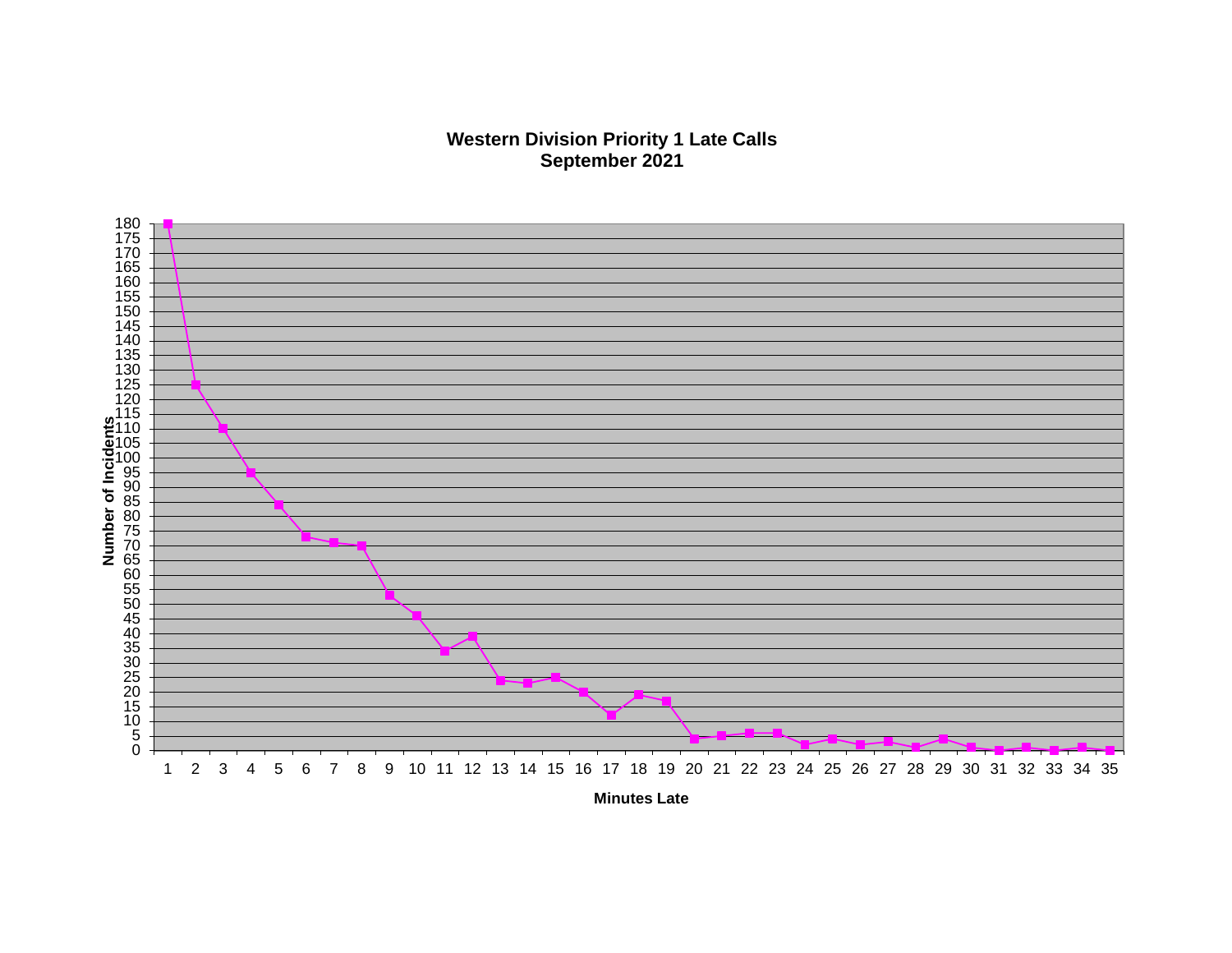**Western Division Priority 1 Late Calls**
**September 2021**

Number of Incidents

Minutes Late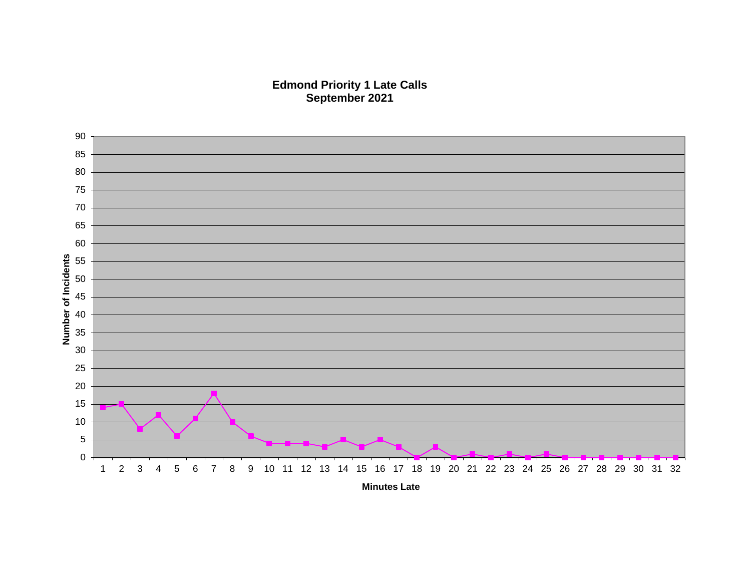# Edmond Priority 1 Late Calls
## September 2021

| Minutes Late | Number of Incidents |
|---|---|
| 1 | 14 |
| 2 | 15 |
| 3 | 8 |
| 4 | 12 |
| 5 | 6 |
| 6 | 11 |
| 7 | 18 |
| 8 | 10 |
| 9 | 6 |
| 10 | 4 |
| 11 | 4 |
| 12 | 4 |
| 13 | 3 |
| 14 | 5 |
| 15 | 3 |
| 16 | 5 |
| 17 | 3 |
| 18 | 0 |
| 19 | 3 |
| 20 | 0 |
| 21 | 1 |
| 22 | 0 |
| 23 | 1 |
| 24 | 0 |
| 25 | 1 |
| 26 | 0 |
| 27 | 0 |
| 28 | 0 |
| 29 | 0 |
| 30 | 0 |
| 31 | 0 |
| 32 | 0 |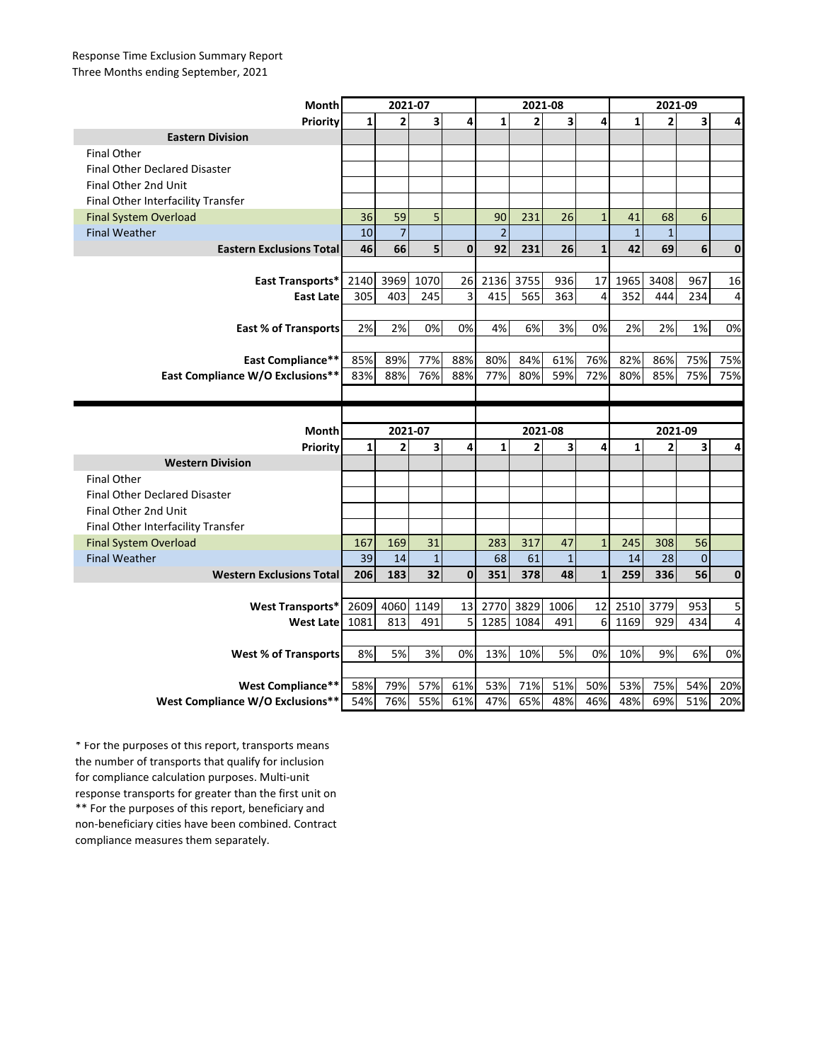Response Time Exclusion Summary Report
Three Months ending September, 2021

| Month | 2021-07 | | | | 2021-08 | | | | 2021-09 | | | |
|---|---|---|---|---|---|---|---|---|---|---|---|---|
| **Priority** | **1** | **2** | **3** | **4** | **1** | **2** | **3** | **4** | **1** | **2** | **3** | **4** |
| **Eastern Division** | | | | | | | | | | | | |
| Final Other | | | | | | | | | | | | |
| Final Other Declared Disaster | | | | | | | | | | | | |
| Final Other 2nd Unit | | | | | | | | | | | | |
| Final Other Interfacility Transfer | | | | | | | | | | | | |
| Final System Overload | 36 | 59 | 5 | | 90 | 231 | 26 | 1 | 41 | 68 | 6 | |
| Final Weather | 10 | 7 | | | 2 | | | | 1 | 1 | | |
| **Eastern Exclusions Total** | **46** | **66** | **5** | **0** | **92** | **231** | **26** | **1** | **42** | **69** | **6** | **0** |
| **East Transports*** | 2140 | 3969 | 1070 | 26 | 2136 | 3755 | 936 | 17 | 1965 | 3408 | 967 | 16 |
| **East Late** | 305 | 403 | 245 | 3 | 415 | 565 | 363 | 4 | 352 | 444 | 234 | 4 |
| **East % of Transports** | 2% | 2% | 0% | 0% | 4% | 6% | 3% | 0% | 2% | 2% | 1% | 0% |
| **East Compliance**** | 85% | 89% | 77% | 88% | 80% | 84% | 61% | 76% | 82% | 86% | 75% | 75% |
| **East Compliance W/O Exclusions**** | 83% | 88% | 76% | 88% | 77% | 80% | 59% | 72% | 80% | 85% | 75% | 75% |

| Month | 2021-07 | | | | 2021-08 | | | | 2021-09 | | | |
|---|---|---|---|---|---|---|---|---|---|---|---|---|
| **Priority** | **1** | **2** | **3** | **4** | **1** | **2** | **3** | **4** | **1** | **2** | **3** | **4** |
| **Western Division** | | | | | | | | | | | | |
| Final Other | | | | | | | | | | | | |
| Final Other Declared Disaster | | | | | | | | | | | | |
| Final Other 2nd Unit | | | | | | | | | | | | |
| Final Other Interfacility Transfer | | | | | | | | | | | | |
| Final System Overload | 167 | 169 | 31 | | 283 | 317 | 47 | 1 | 245 | 308 | 56 | |
| Final Weather | 39 | 14 | 1 | | 68 | 61 | 1 | | 14 | 28 | 0 | |
| **Western Exclusions Total** | **206** | **183** | **32** | **0** | **351** | **378** | **48** | **1** | **259** | **336** | **56** | **0** |
| **West Transports*** | 2609 | 4060 | 1149 | 13 | 2770 | 3829 | 1006 | 12 | 2510 | 3779 | 953 | 5 |
| **West Late** | 1081 | 813 | 491 | 5 | 1285 | 1084 | 491 | 6 | 1169 | 929 | 434 | 4 |
| **West % of Transports** | 8% | 5% | 3% | 0% | 13% | 10% | 5% | 0% | 10% | 9% | 6% | 0% |
| **West Compliance**** | 58% | 79% | 57% | 61% | 53% | 71% | 51% | 50% | 53% | 75% | 54% | 20% |
| **West Compliance W/O Exclusions**** | 54% | 76% | 55% | 61% | 47% | 65% | 48% | 46% | 48% | 69% | 51% | 20% |

* For the purposes of this report, transports means the number of transports that qualify for inclusion for compliance calculation purposes. Multi-unit response transports for greater than the first unit on
** For the purposes of this report, beneficiary and non-beneficiary cities have been combined. Contract compliance measures them separately.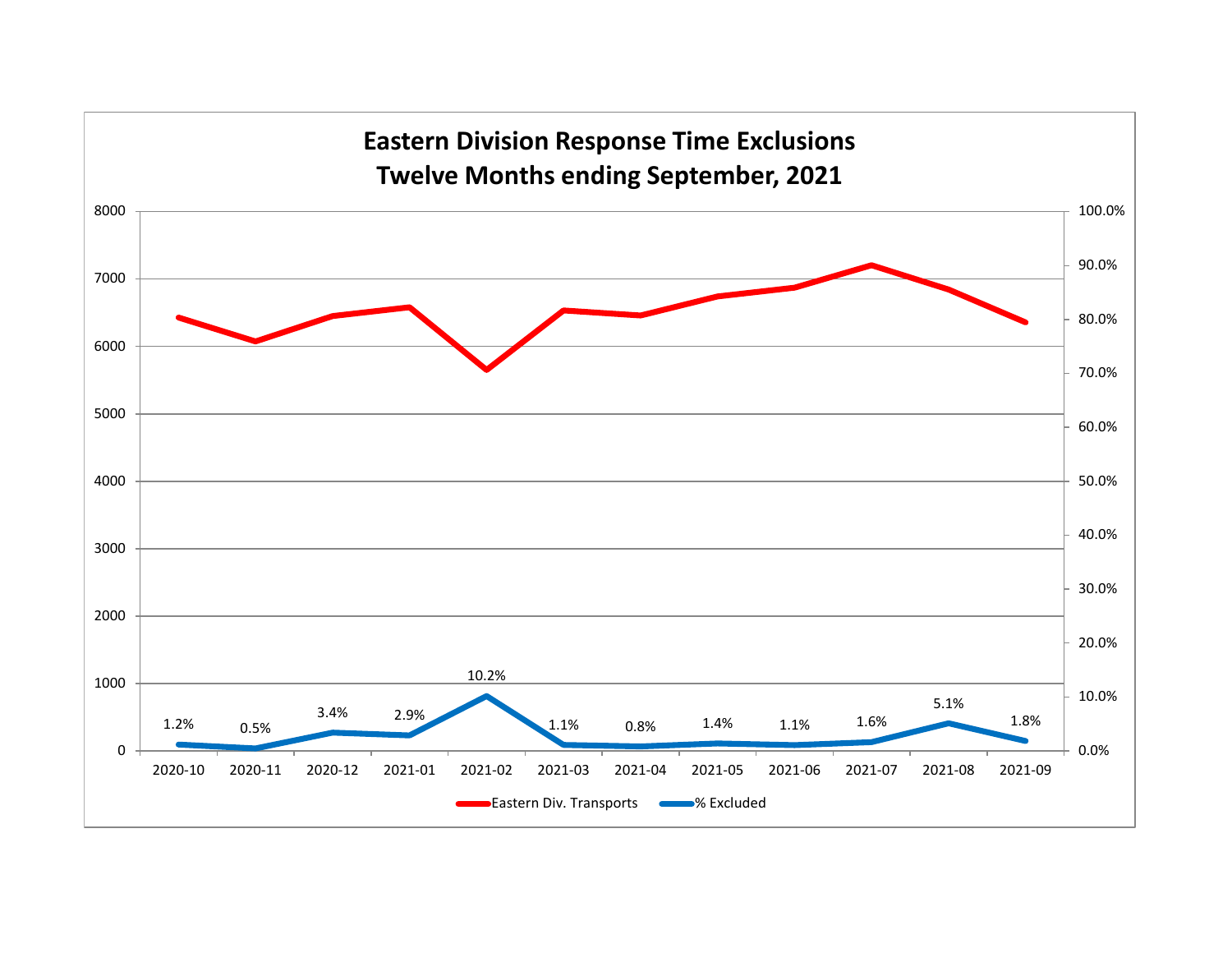# Eastern Division Response Time Exclusions
## Twelve Months ending September, 2021

| Month | % Excluded |
|---|---|
| 2020-10 | 1.2% |
| 2020-11 | 0.5% |
| 2020-12 | 3.4% |
| 2021-01 | 2.9% |
| 2021-02 | 10.2% |
| 2021-03 | 1.1% |
| 2021-04 | 0.8% |
| 2021-05 | 1.4% |
| 2021-06 | 1.1% |
| 2021-07 | 1.6% |
| 2021-08 | 5.1% |
| 2021-09 | 1.8% |

Eastern Div. Transports — % Excluded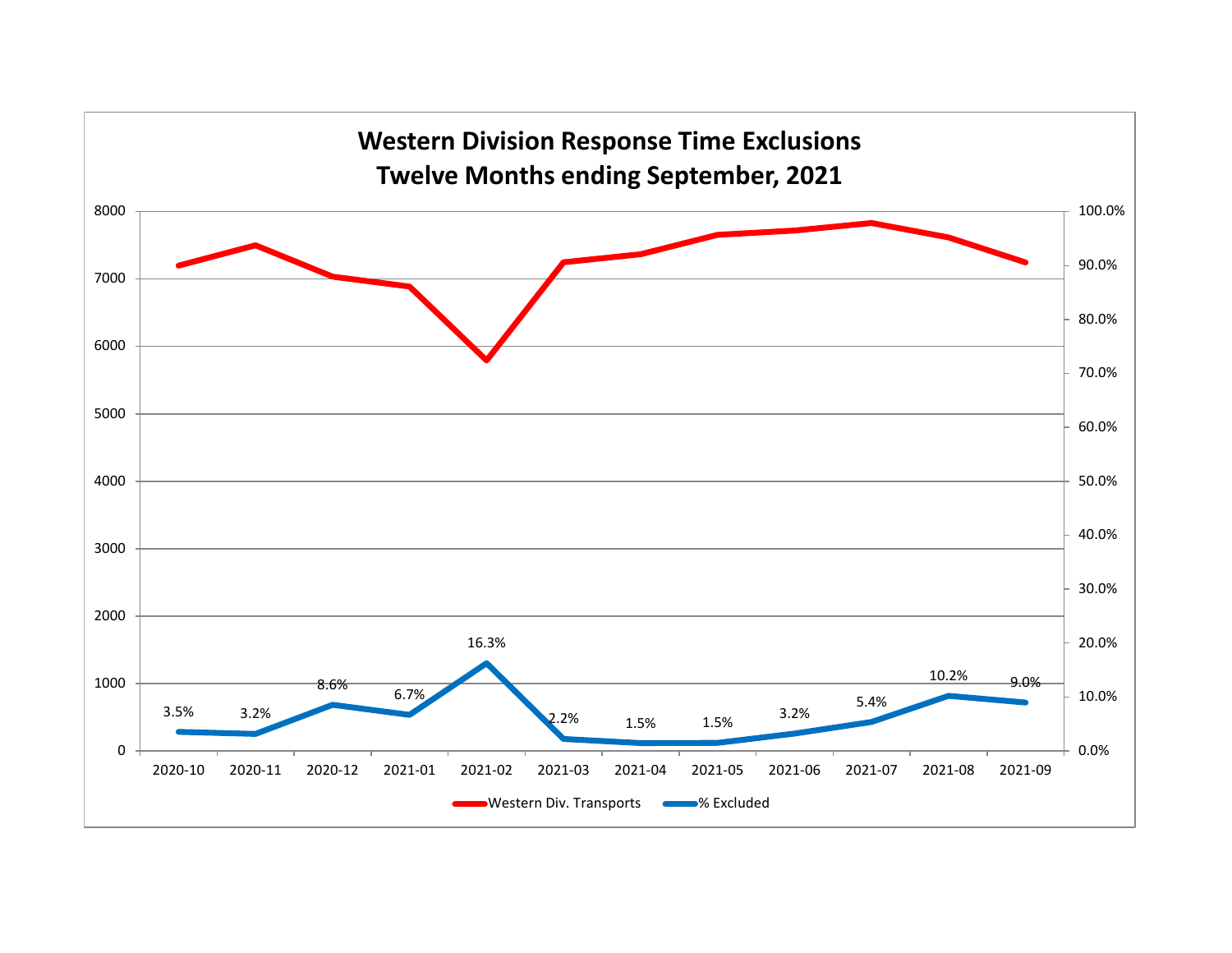**Western Division Response Time Exclusions**
**Twelve Months ending September, 2021**

8000
7000
6000
5000
4000
3000
2000
1000
0

100.0%
90.0%
80.0%
70.0%
60.0%
50.0%
40.0%
30.0%
20.0%
10.0%
0.0%

3.5%
3.2%
8.6%
6.7%
16.3%
2.2%
1.5%
1.5%
3.2%
5.4%
10.2%
9.0%

2020-10
2020-11
2020-12
2021-01
2021-02
2021-03
2021-04
2021-05
2021-06
2021-07
2021-08
2021-09

Western Div. Transports
% Excluded